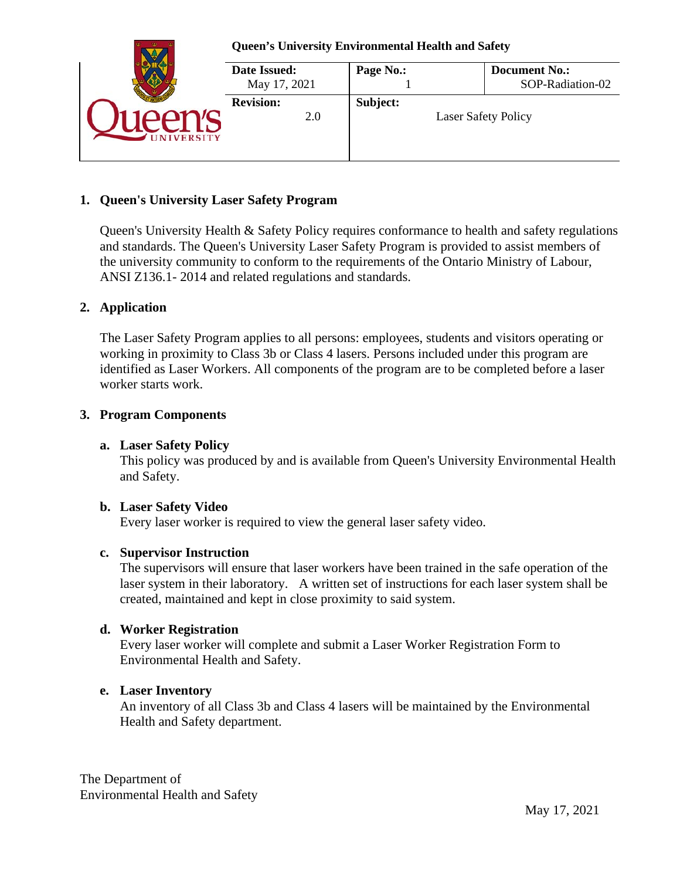**Queen's University Environmental Health and Safety**

| Date Issued: May 17, 2021 | Page No.: 1 | Document No.: SOP-Radiation-02 |
|---|---|---|
| **Revision:** 2.0 | **Subject:** Laser Safety Policy | |

## 1. Queen's University Laser Safety Program

Queen's University Health & Safety Policy requires conformance to health and safety regulations and standards. The Queen's University Laser Safety Program is provided to assist members of the university community to conform to the requirements of the Ontario Ministry of Labour, ANSI Z136.1- 2014 and related regulations and standards.

## 2. Application

The Laser Safety Program applies to all persons: employees, students and visitors operating or working in proximity to Class 3b or Class 4 lasers. Persons included under this program are identified as Laser Workers. All components of the program are to be completed before a laser worker starts work.

## 3. Program Components

### a. Laser Safety Policy

This policy was produced by and is available from Queen's University Environmental Health and Safety.

### b. Laser Safety Video

Every laser worker is required to view the general laser safety video.

### c. Supervisor Instruction

The supervisors will ensure that laser workers have been trained in the safe operation of the laser system in their laboratory. A written set of instructions for each laser system shall be created, maintained and kept in close proximity to said system.

### d. Worker Registration

Every laser worker will complete and submit a Laser Worker Registration Form to Environmental Health and Safety.

### e. Laser Inventory

An inventory of all Class 3b and Class 4 lasers will be maintained by the Environmental Health and Safety department.

The Department of
Environmental Health and Safety

May 17, 2021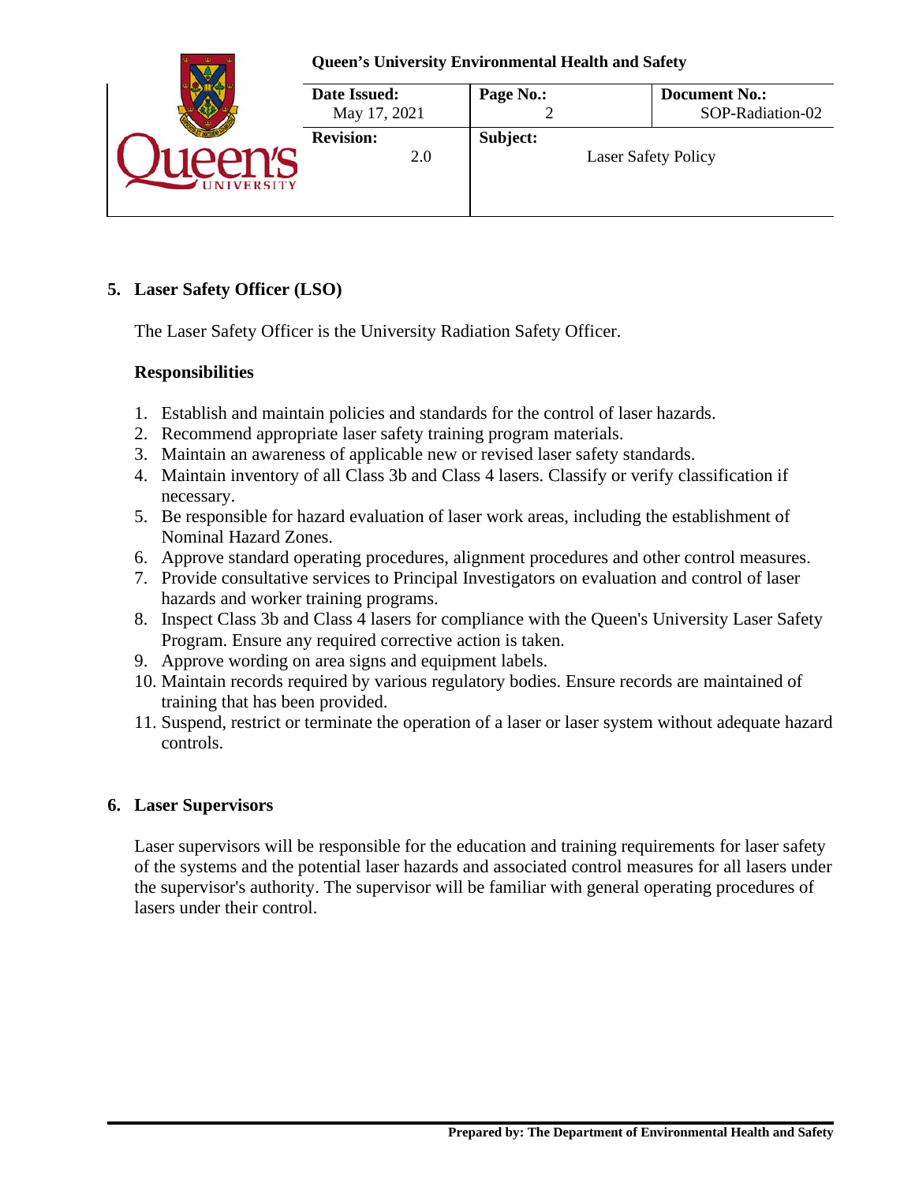## 5. Laser Safety Officer (LSO)

The Laser Safety Officer is the University Radiation Safety Officer.

### Responsibilities

1. Establish and maintain policies and standards for the control of laser hazards.
2. Recommend appropriate laser safety training program materials.
3. Maintain an awareness of applicable new or revised laser safety standards.
4. Maintain inventory of all Class 3b and Class 4 lasers. Classify or verify classification if necessary.
5. Be responsible for hazard evaluation of laser work areas, including the establishment of Nominal Hazard Zones.
6. Approve standard operating procedures, alignment procedures and other control measures.
7. Provide consultative services to Principal Investigators on evaluation and control of laser hazards and worker training programs.
8. Inspect Class 3b and Class 4 lasers for compliance with the Queen's University Laser Safety Program. Ensure any required corrective action is taken.
9. Approve wording on area signs and equipment labels.
10. Maintain records required by various regulatory bodies. Ensure records are maintained of training that has been provided.
11. Suspend, restrict or terminate the operation of a laser or laser system without adequate hazard controls.

## 6. Laser Supervisors

Laser supervisors will be responsible for the education and training requirements for laser safety of the systems and the potential laser hazards and associated control measures for all lasers under the supervisor's authority. The supervisor will be familiar with general operating procedures of lasers under their control.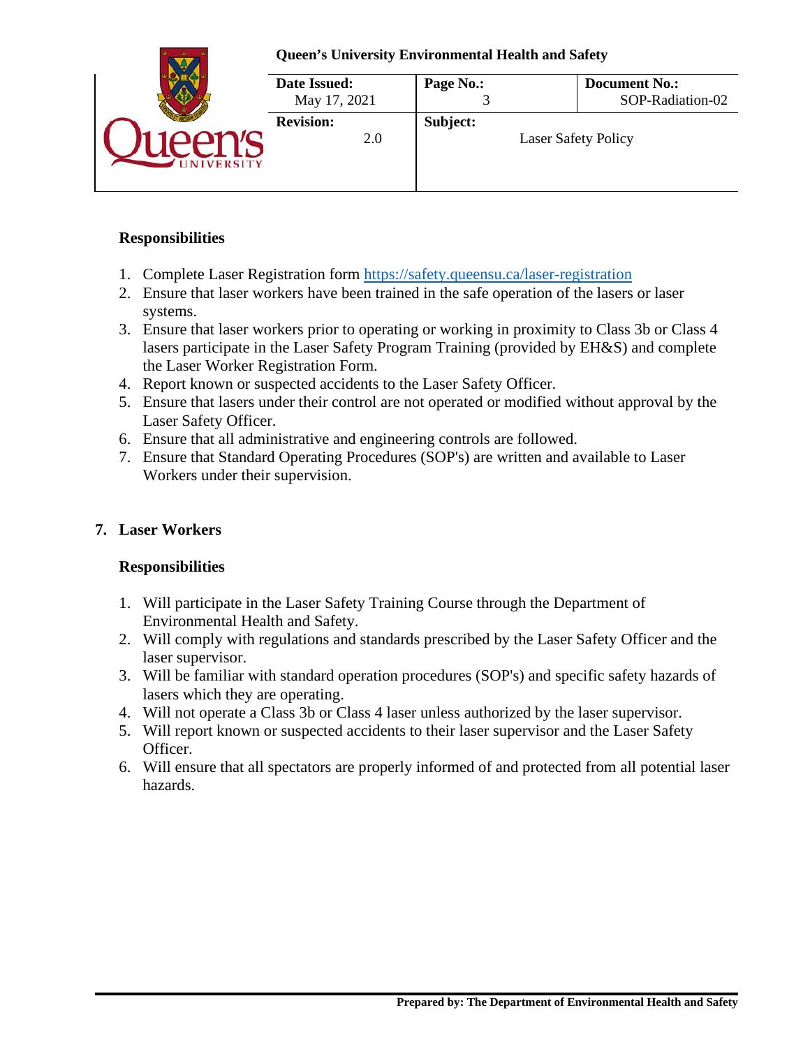### Responsibilities

1. Complete Laser Registration form https://safety.queensu.ca/laser-registration
2. Ensure that laser workers have been trained in the safe operation of the lasers or laser systems.
3. Ensure that laser workers prior to operating or working in proximity to Class 3b or Class 4 lasers participate in the Laser Safety Program Training (provided by EH&S) and complete the Laser Worker Registration Form.
4. Report known or suspected accidents to the Laser Safety Officer.
5. Ensure that lasers under their control are not operated or modified without approval by the Laser Safety Officer.
6. Ensure that all administrative and engineering controls are followed.
7. Ensure that Standard Operating Procedures (SOP's) are written and available to Laser Workers under their supervision.

## 7. Laser Workers

### Responsibilities

1. Will participate in the Laser Safety Training Course through the Department of Environmental Health and Safety.
2. Will comply with regulations and standards prescribed by the Laser Safety Officer and the laser supervisor.
3. Will be familiar with standard operation procedures (SOP's) and specific safety hazards of lasers which they are operating.
4. Will not operate a Class 3b or Class 4 laser unless authorized by the laser supervisor.
5. Will report known or suspected accidents to their laser supervisor and the Laser Safety Officer.
6. Will ensure that all spectators are properly informed of and protected from all potential laser hazards.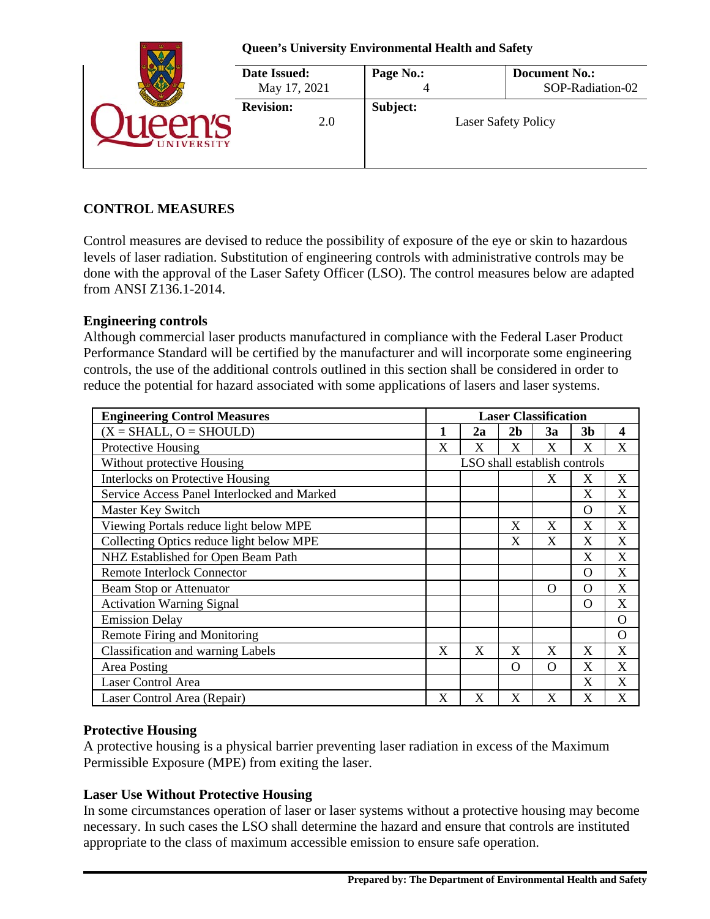## CONTROL MEASURES

Control measures are devised to reduce the possibility of exposure of the eye or skin to hazardous levels of laser radiation. Substitution of engineering controls with administrative controls may be done with the approval of the Laser Safety Officer (LSO). The control measures below are adapted from ANSI Z136.1-2014.

### Engineering controls

Although commercial laser products manufactured in compliance with the Federal Laser Product Performance Standard will be certified by the manufacturer and will incorporate some engineering controls, the use of the additional controls outlined in this section shall be considered in order to reduce the potential for hazard associated with some applications of lasers and laser systems.

| **Engineering Control Measures** | **Laser Classification** | | | | | |
|---|---|---|---|---|---|---|
| (X = SHALL, O = SHOULD) | **1** | **2a** | **2b** | **3a** | **3b** | **4** |
| Protective Housing | X | X | X | X | X | X |
| Without protective Housing | LSO shall establish controls | | | | | |
| Interlocks on Protective Housing | | | | X | X | X |
| Service Access Panel Interlocked and Marked | | | | | X | X |
| Master Key Switch | | | | | O | X |
| Viewing Portals reduce light below MPE | | | X | X | X | X |
| Collecting Optics reduce light below MPE | | | X | X | X | X |
| NHZ Established for Open Beam Path | | | | | X | X |
| Remote Interlock Connector | | | | | O | X |
| Beam Stop or Attenuator | | | | O | O | X |
| Activation Warning Signal | | | | | O | X |
| Emission Delay | | | | | | O |
| Remote Firing and Monitoring | | | | | | O |
| Classification and warning Labels | X | X | X | X | X | X |
| Area Posting | | | O | O | X | X |
| Laser Control Area | | | | | X | X |
| Laser Control Area (Repair) | X | X | X | X | X | X |

### Protective Housing

A protective housing is a physical barrier preventing laser radiation in excess of the Maximum Permissible Exposure (MPE) from exiting the laser.

### Laser Use Without Protective Housing

In some circumstances operation of laser or laser systems without a protective housing may become necessary. In such cases the LSO shall determine the hazard and ensure that controls are instituted appropriate to the class of maximum accessible emission to ensure safe operation.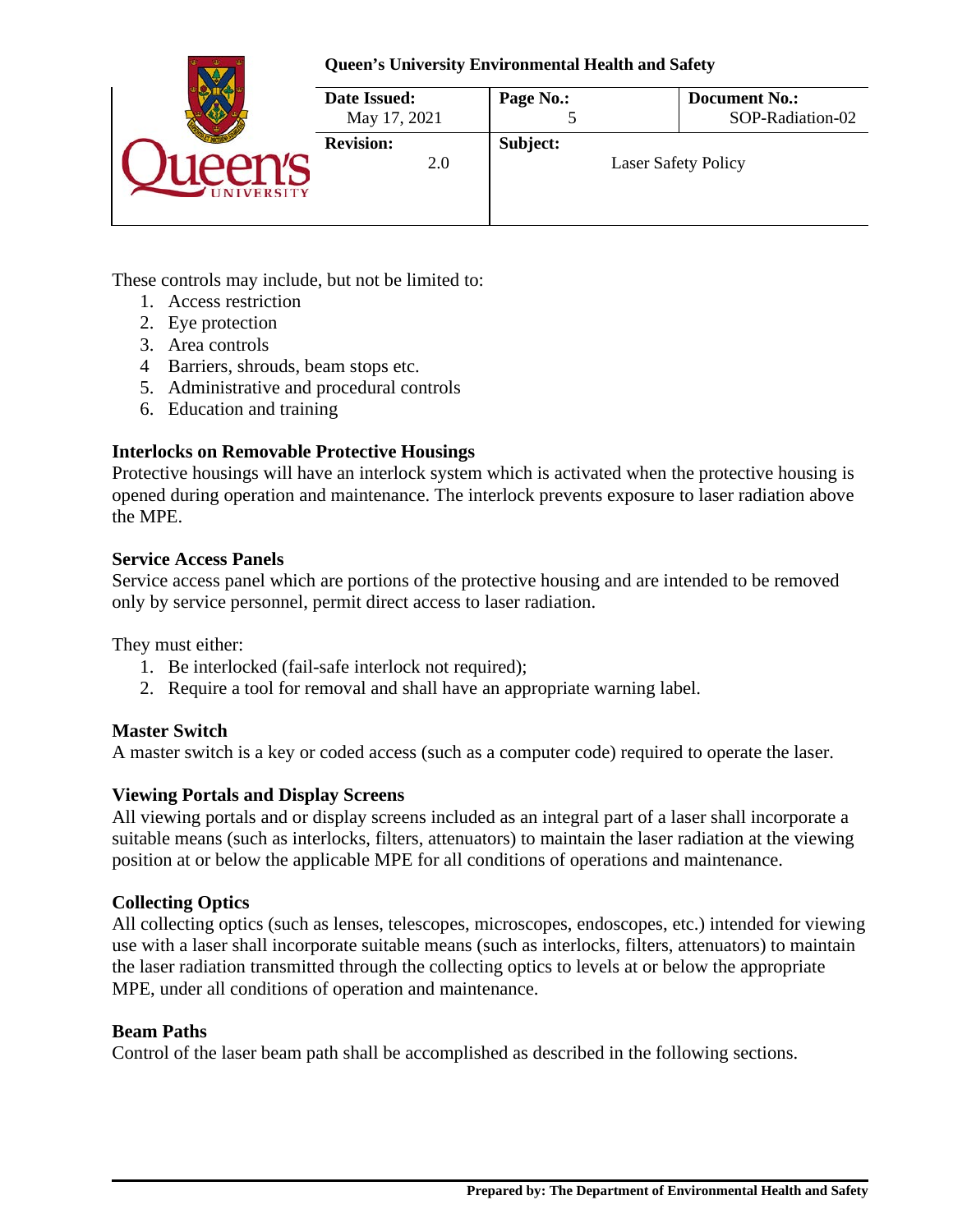These controls may include, but not be limited to:

1. Access restriction
2. Eye protection
3. Area controls
4. Barriers, shrouds, beam stops etc.
5. Administrative and procedural controls
6. Education and training

**Interlocks on Removable Protective Housings**
Protective housings will have an interlock system which is activated when the protective housing is opened during operation and maintenance. The interlock prevents exposure to laser radiation above the MPE.

**Service Access Panels**
Service access panel which are portions of the protective housing and are intended to be removed only by service personnel, permit direct access to laser radiation.

They must either:

1. Be interlocked (fail-safe interlock not required);
2. Require a tool for removal and shall have an appropriate warning label.

**Master Switch**
A master switch is a key or coded access (such as a computer code) required to operate the laser.

**Viewing Portals and Display Screens**
All viewing portals and or display screens included as an integral part of a laser shall incorporate a suitable means (such as interlocks, filters, attenuators) to maintain the laser radiation at the viewing position at or below the applicable MPE for all conditions of operations and maintenance.

**Collecting Optics**
All collecting optics (such as lenses, telescopes, microscopes, endoscopes, etc.) intended for viewing use with a laser shall incorporate suitable means (such as interlocks, filters, attenuators) to maintain the laser radiation transmitted through the collecting optics to levels at or below the appropriate MPE, under all conditions of operation and maintenance.

**Beam Paths**
Control of the laser beam path shall be accomplished as described in the following sections.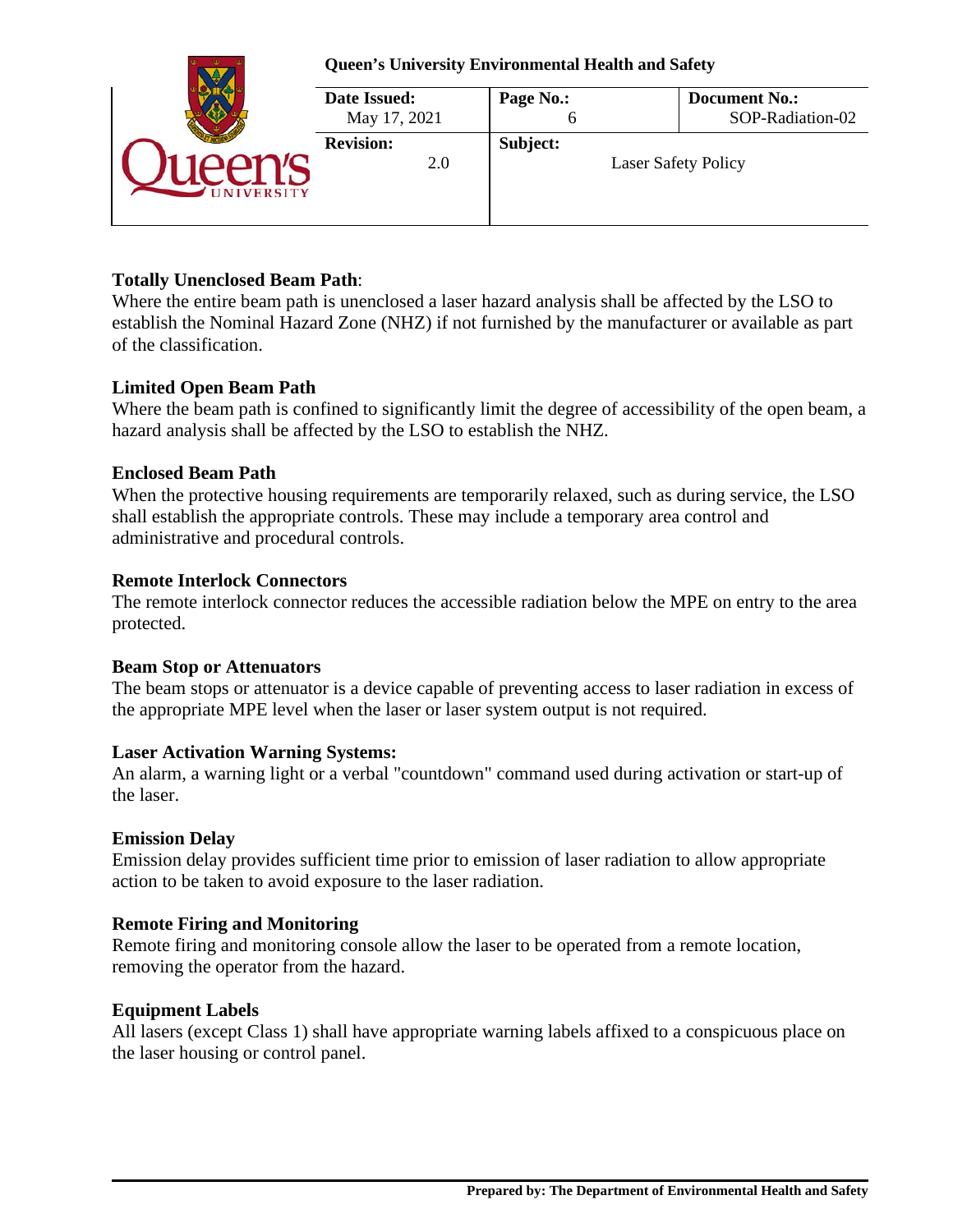**Totally Unenclosed Beam Path**:
Where the entire beam path is unenclosed a laser hazard analysis shall be affected by the LSO to establish the Nominal Hazard Zone (NHZ) if not furnished by the manufacturer or available as part of the classification.

**Limited Open Beam Path**
Where the beam path is confined to significantly limit the degree of accessibility of the open beam, a hazard analysis shall be affected by the LSO to establish the NHZ.

**Enclosed Beam Path**
When the protective housing requirements are temporarily relaxed, such as during service, the LSO shall establish the appropriate controls. These may include a temporary area control and administrative and procedural controls.

**Remote Interlock Connectors**
The remote interlock connector reduces the accessible radiation below the MPE on entry to the area protected.

**Beam Stop or Attenuators**
The beam stops or attenuator is a device capable of preventing access to laser radiation in excess of the appropriate MPE level when the laser or laser system output is not required.

**Laser Activation Warning Systems:**
An alarm, a warning light or a verbal "countdown" command used during activation or start-up of the laser.

**Emission Delay**
Emission delay provides sufficient time prior to emission of laser radiation to allow appropriate action to be taken to avoid exposure to the laser radiation.

**Remote Firing and Monitoring**
Remote firing and monitoring console allow the laser to be operated from a remote location, removing the operator from the hazard.

**Equipment Labels**
All lasers (except Class 1) shall have appropriate warning labels affixed to a conspicuous place on the laser housing or control panel.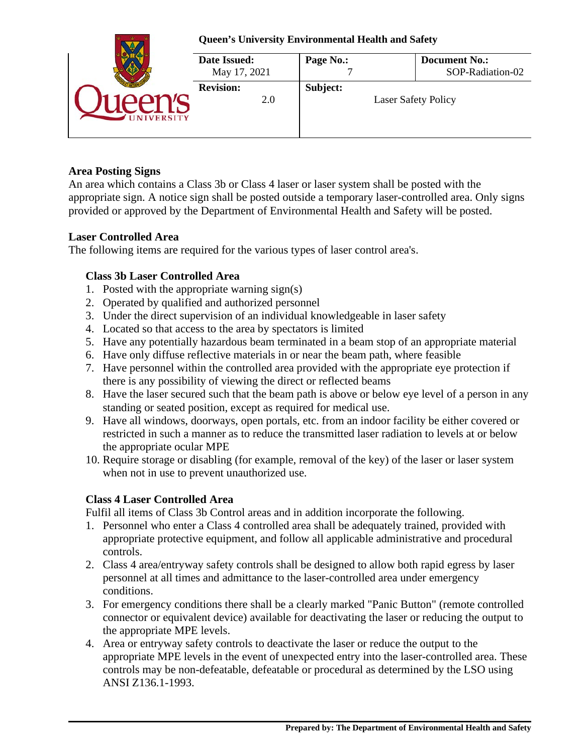## Area Posting Signs

An area which contains a Class 3b or Class 4 laser or laser system shall be posted with the appropriate sign. A notice sign shall be posted outside a temporary laser-controlled area. Only signs provided or approved by the Department of Environmental Health and Safety will be posted.

## Laser Controlled Area

The following items are required for the various types of laser control area's.

### Class 3b Laser Controlled Area

1. Posted with the appropriate warning sign(s)
2. Operated by qualified and authorized personnel
3. Under the direct supervision of an individual knowledgeable in laser safety
4. Located so that access to the area by spectators is limited
5. Have any potentially hazardous beam terminated in a beam stop of an appropriate material
6. Have only diffuse reflective materials in or near the beam path, where feasible
7. Have personnel within the controlled area provided with the appropriate eye protection if there is any possibility of viewing the direct or reflected beams
8. Have the laser secured such that the beam path is above or below eye level of a person in any standing or seated position, except as required for medical use.
9. Have all windows, doorways, open portals, etc. from an indoor facility be either covered or restricted in such a manner as to reduce the transmitted laser radiation to levels at or below the appropriate ocular MPE
10. Require storage or disabling (for example, removal of the key) of the laser or laser system when not in use to prevent unauthorized use.

### Class 4 Laser Controlled Area

Fulfil all items of Class 3b Control areas and in addition incorporate the following.

1. Personnel who enter a Class 4 controlled area shall be adequately trained, provided with appropriate protective equipment, and follow all applicable administrative and procedural controls.
2. Class 4 area/entryway safety controls shall be designed to allow both rapid egress by laser personnel at all times and admittance to the laser-controlled area under emergency conditions.
3. For emergency conditions there shall be a clearly marked "Panic Button" (remote controlled connector or equivalent device) available for deactivating the laser or reducing the output to the appropriate MPE levels.
4. Area or entryway safety controls to deactivate the laser or reduce the output to the appropriate MPE levels in the event of unexpected entry into the laser-controlled area. These controls may be non-defeatable, defeatable or procedural as determined by the LSO using ANSI Z136.1-1993.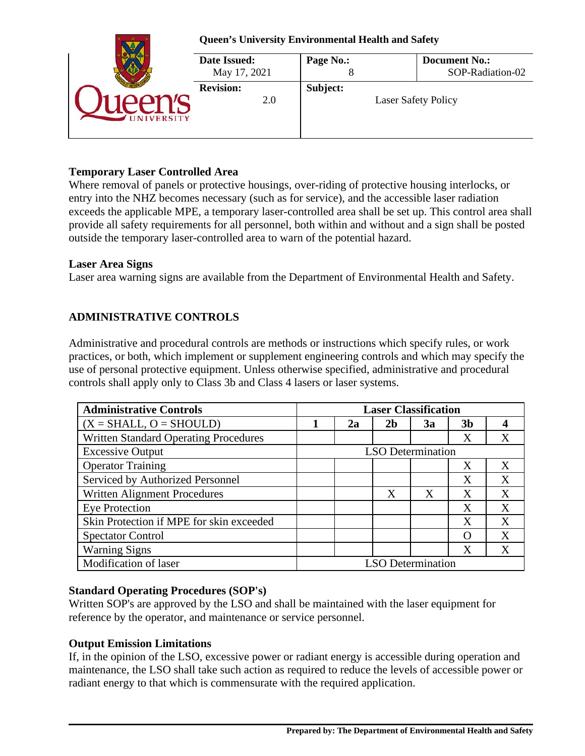### Temporary Laser Controlled Area

Where removal of panels or protective housings, over-riding of protective housing interlocks, or entry into the NHZ becomes necessary (such as for service), and the accessible laser radiation exceeds the applicable MPE, a temporary laser-controlled area shall be set up. This control area shall provide all safety requirements for all personnel, both within and without and a sign shall be posted outside the temporary laser-controlled area to warn of the potential hazard.

### Laser Area Signs

Laser area warning signs are available from the Department of Environmental Health and Safety.

## ADMINISTRATIVE CONTROLS

Administrative and procedural controls are methods or instructions which specify rules, or work practices, or both, which implement or supplement engineering controls and which may specify the use of personal protective equipment. Unless otherwise specified, administrative and procedural controls shall apply only to Class 3b and Class 4 lasers or laser systems.

| Administrative Controls | Laser Classification | | | | | |
|---|---|---|---|---|---|---|
| (X = SHALL, O = SHOULD) | 1 | 2a | 2b | 3a | 3b | 4 |
| Written Standard Operating Procedures | | | | | X | X |
| Excessive Output | LSO Determination | | | | | |
| Operator Training | | | | | X | X |
| Serviced by Authorized Personnel | | | | | X | X |
| Written Alignment Procedures | | | X | X | X | X |
| Eye Protection | | | | | X | X |
| Skin Protection if MPE for skin exceeded | | | | | X | X |
| Spectator Control | | | | | O | X |
| Warning Signs | | | | | X | X |
| Modification of laser | LSO Determination | | | | | |

### Standard Operating Procedures (SOP's)

Written SOP's are approved by the LSO and shall be maintained with the laser equipment for reference by the operator, and maintenance or service personnel.

### Output Emission Limitations

If, in the opinion of the LSO, excessive power or radiant energy is accessible during operation and maintenance, the LSO shall take such action as required to reduce the levels of accessible power or radiant energy to that which is commensurate with the required application.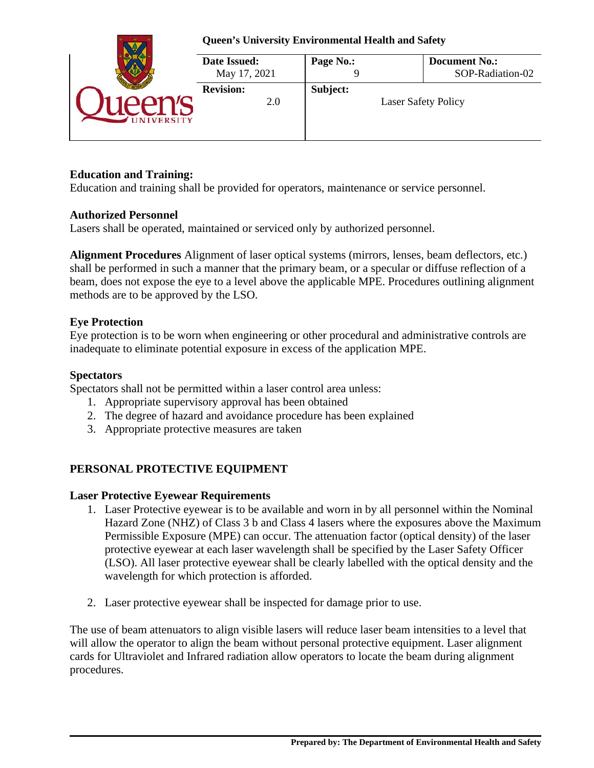**Education and Training:**
Education and training shall be provided for operators, maintenance or service personnel.

**Authorized Personnel**
Lasers shall be operated, maintained or serviced only by authorized personnel.

**Alignment Procedures** Alignment of laser optical systems (mirrors, lenses, beam deflectors, etc.) shall be performed in such a manner that the primary beam, or a specular or diffuse reflection of a beam, does not expose the eye to a level above the applicable MPE. Procedures outlining alignment methods are to be approved by the LSO.

**Eye Protection**
Eye protection is to be worn when engineering or other procedural and administrative controls are inadequate to eliminate potential exposure in excess of the application MPE.

**Spectators**
Spectators shall not be permitted within a laser control area unless:

1. Appropriate supervisory approval has been obtained
2. The degree of hazard and avoidance procedure has been explained
3. Appropriate protective measures are taken

## PERSONAL PROTECTIVE EQUIPMENT

**Laser Protective Eyewear Requirements**

1. Laser Protective eyewear is to be available and worn in by all personnel within the Nominal Hazard Zone (NHZ) of Class 3 b and Class 4 lasers where the exposures above the Maximum Permissible Exposure (MPE) can occur. The attenuation factor (optical density) of the laser protective eyewear at each laser wavelength shall be specified by the Laser Safety Officer (LSO). All laser protective eyewear shall be clearly labelled with the optical density and the wavelength for which protection is afforded.

2. Laser protective eyewear shall be inspected for damage prior to use.

The use of beam attenuators to align visible lasers will reduce laser beam intensities to a level that will allow the operator to align the beam without personal protective equipment. Laser alignment cards for Ultraviolet and Infrared radiation allow operators to locate the beam during alignment procedures.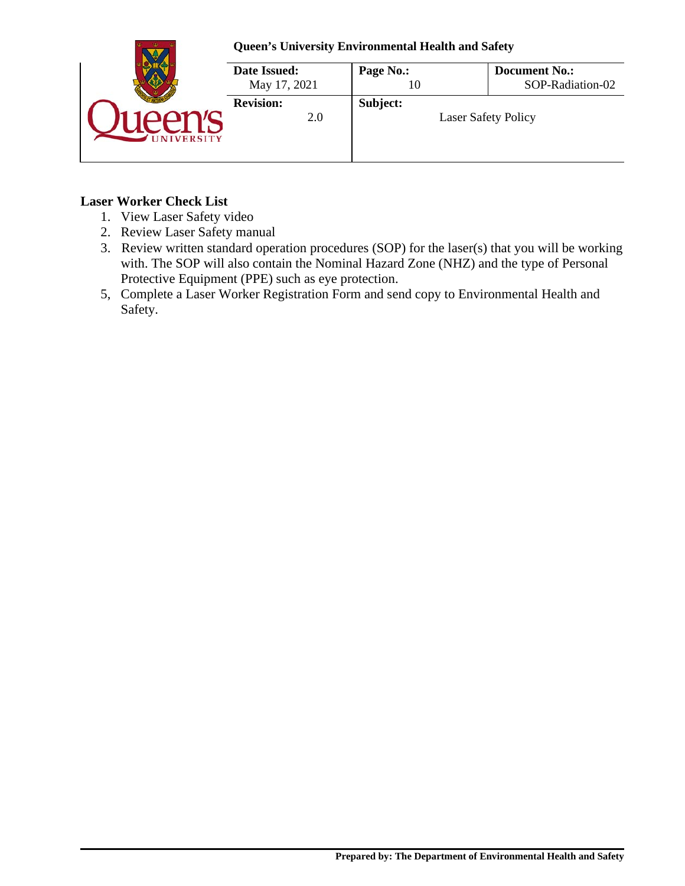**Laser Worker Check List**

1. View Laser Safety video
2. Review Laser Safety manual
3. Review written standard operation procedures (SOP) for the laser(s) that you will be working with. The SOP will also contain the Nominal Hazard Zone (NHZ) and the type of Personal Protective Equipment (PPE) such as eye protection.

5, Complete a Laser Worker Registration Form and send copy to Environmental Health and Safety.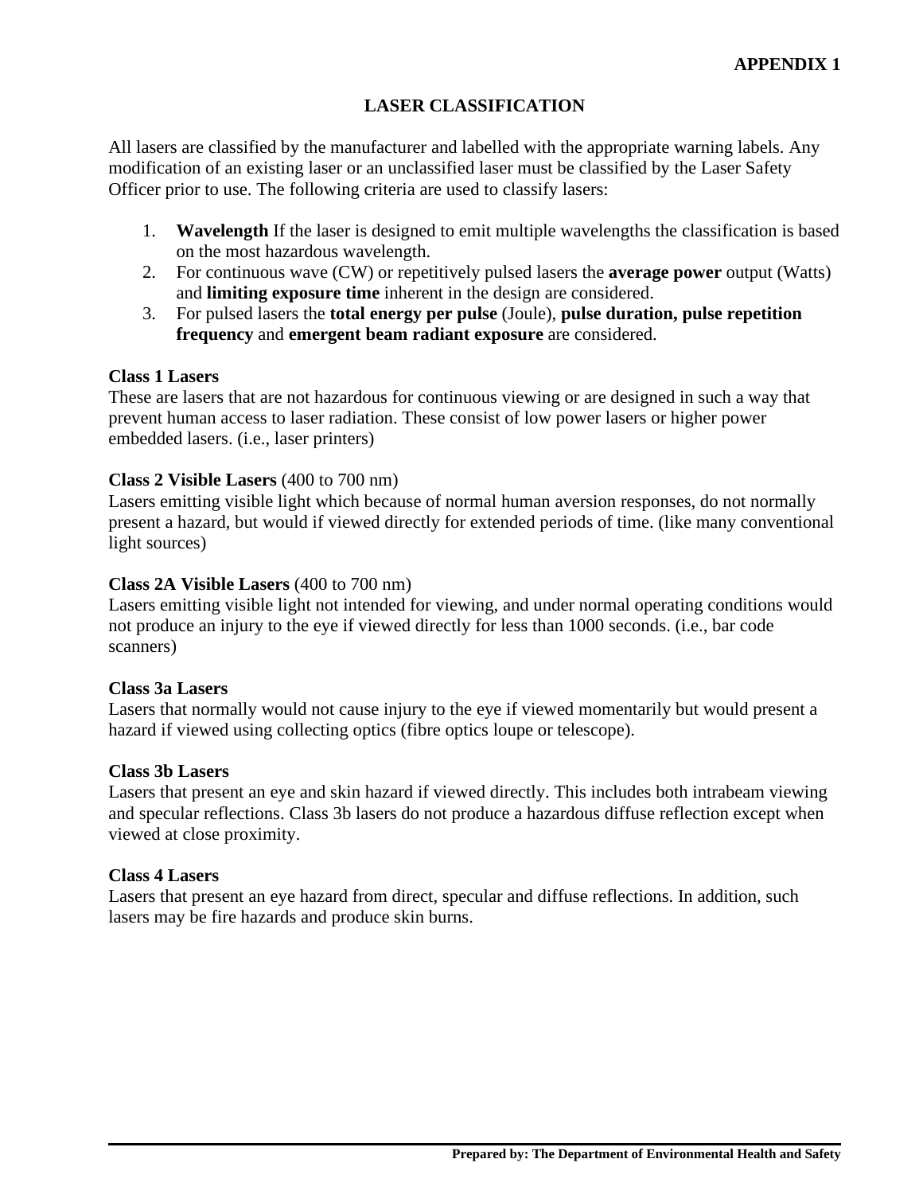**APPENDIX 1**

# LASER CLASSIFICATION

All lasers are classified by the manufacturer and labelled with the appropriate warning labels. Any modification of an existing laser or an unclassified laser must be classified by the Laser Safety Officer prior to use. The following criteria are used to classify lasers:

1. **Wavelength** If the laser is designed to emit multiple wavelengths the classification is based on the most hazardous wavelength.
2. For continuous wave (CW) or repetitively pulsed lasers the **average power** output (Watts) and **limiting exposure time** inherent in the design are considered.
3. For pulsed lasers the **total energy per pulse** (Joule), **pulse duration, pulse repetition frequency** and **emergent beam radiant exposure** are considered.

**Class 1 Lasers**
These are lasers that are not hazardous for continuous viewing or are designed in such a way that prevent human access to laser radiation. These consist of low power lasers or higher power embedded lasers. (i.e., laser printers)

**Class 2 Visible Lasers** (400 to 700 nm)
Lasers emitting visible light which because of normal human aversion responses, do not normally present a hazard, but would if viewed directly for extended periods of time. (like many conventional light sources)

**Class 2A Visible Lasers** (400 to 700 nm)
Lasers emitting visible light not intended for viewing, and under normal operating conditions would not produce an injury to the eye if viewed directly for less than 1000 seconds. (i.e., bar code scanners)

**Class 3a Lasers**
Lasers that normally would not cause injury to the eye if viewed momentarily but would present a hazard if viewed using collecting optics (fibre optics loupe or telescope).

**Class 3b Lasers**
Lasers that present an eye and skin hazard if viewed directly. This includes both intrabeam viewing and specular reflections. Class 3b lasers do not produce a hazardous diffuse reflection except when viewed at close proximity.

**Class 4 Lasers**
Lasers that present an eye hazard from direct, specular and diffuse reflections. In addition, such lasers may be fire hazards and produce skin burns.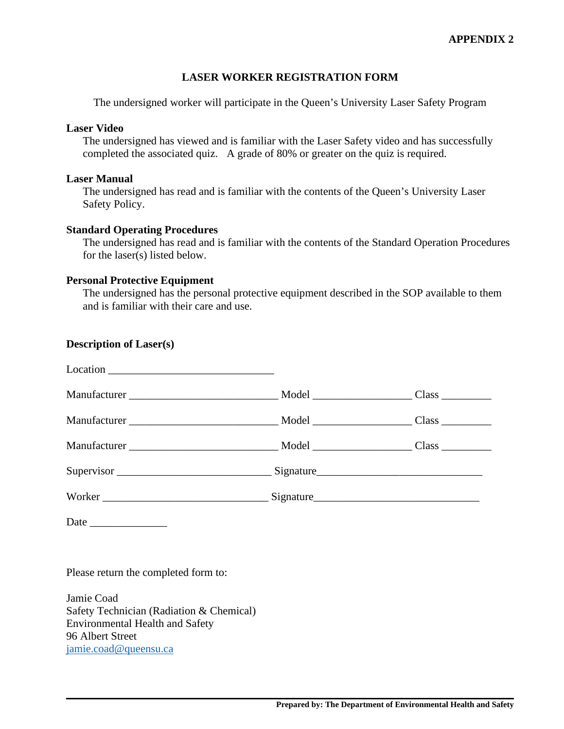**APPENDIX 2**

# LASER WORKER REGISTRATION FORM

The undersigned worker will participate in the Queen's University Laser Safety Program

**Laser Video**

The undersigned has viewed and is familiar with the Laser Safety video and has successfully completed the associated quiz. A grade of 80% or greater on the quiz is required.

**Laser Manual**

The undersigned has read and is familiar with the contents of the Queen's University Laser Safety Policy.

**Standard Operating Procedures**

The undersigned has read and is familiar with the contents of the Standard Operation Procedures for the laser(s) listed below.

**Personal Protective Equipment**

The undersigned has the personal protective equipment described in the SOP available to them and is familiar with their care and use.

**Description of Laser(s)**

Location ______________________________

Manufacturer __________________________ Model _________________ Class _________

Manufacturer __________________________ Model _________________ Class _________

Manufacturer __________________________ Model _________________ Class _________

Supervisor ___________________________ Signature_____________________________

Worker _____________________________ Signature_____________________________

Date ______________

Please return the completed form to:

Jamie Coad
Safety Technician (Radiation & Chemical)
Environmental Health and Safety
96 Albert Street
jamie.coad@queensu.ca

**Prepared by: The Department of Environmental Health and Safety**